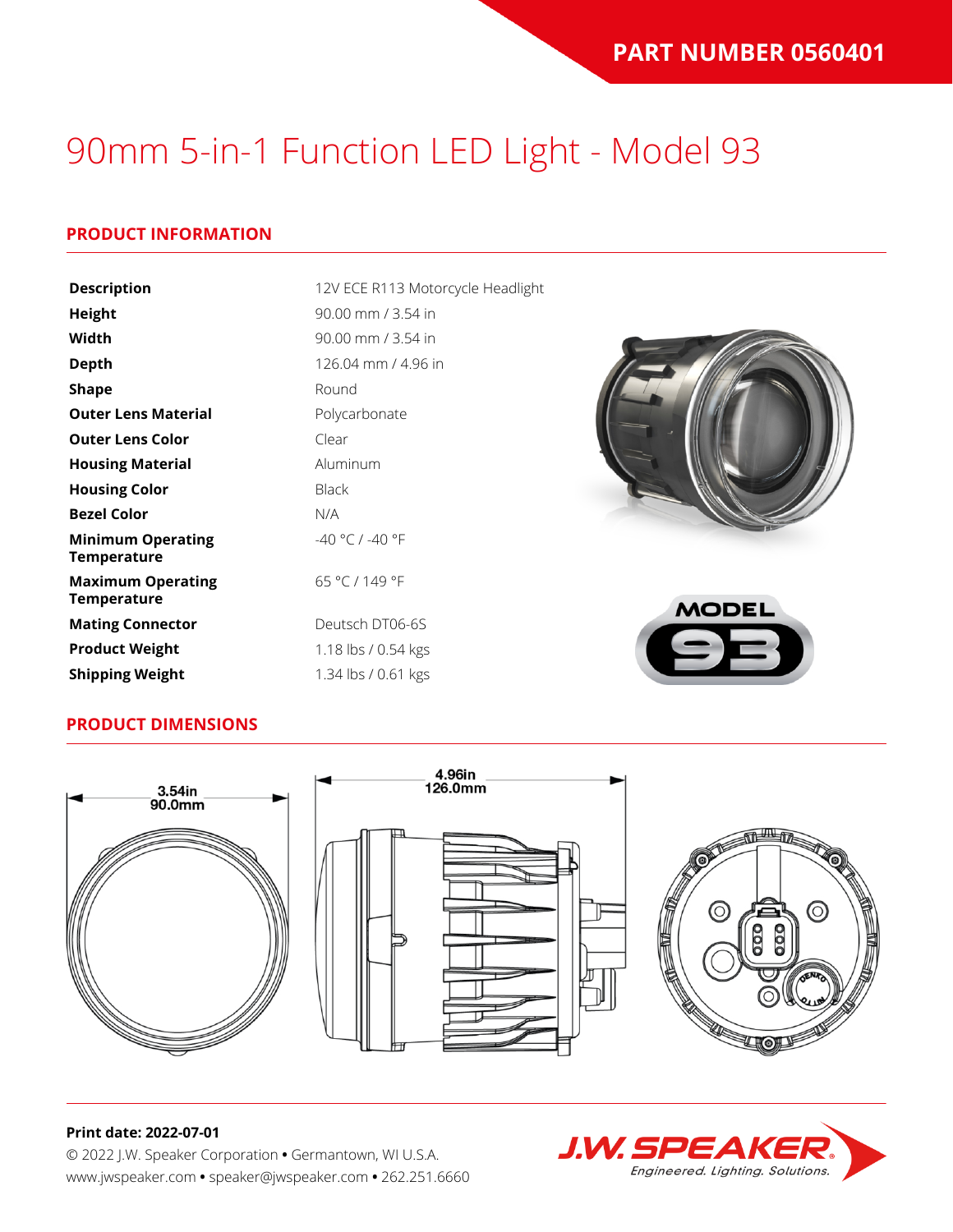PART NUMBER 0560401

# 90mm 5-in-1 Function LED Light - Model 93

## PRODUCT INFORMATION

| | |
|---|---|
| **Description** | 12V ECE R113 Motorcycle Headlight |
| **Height** | 90.00 mm / 3.54 in |
| **Width** | 90.00 mm / 3.54 in |
| **Depth** | 126.04 mm / 4.96 in |
| **Shape** | Round |
| **Outer Lens Material** | Polycarbonate |
| **Outer Lens Color** | Clear |
| **Housing Material** | Aluminum |
| **Housing Color** | Black |
| **Bezel Color** | N/A |
| **Minimum Operating Temperature** | -40 °C / -40 °F |
| **Maximum Operating Temperature** | 65 °C / 149 °F |
| **Mating Connector** | Deutsch DT06-6S |
| **Product Weight** | 1.18 lbs / 0.54 kgs |
| **Shipping Weight** | 1.34 lbs / 0.61 kgs |

## PRODUCT DIMENSIONS

3.54in
90.0mm

4.96in
126.0mm

**Print date: 2022-07-01**

© 2022 J.W. Speaker Corporation • Germantown, WI U.S.A.
www.jwspeaker.com • speaker@jwspeaker.com • 262.251.6660

J.W. SPEAKER
Engineered. Lighting. Solutions.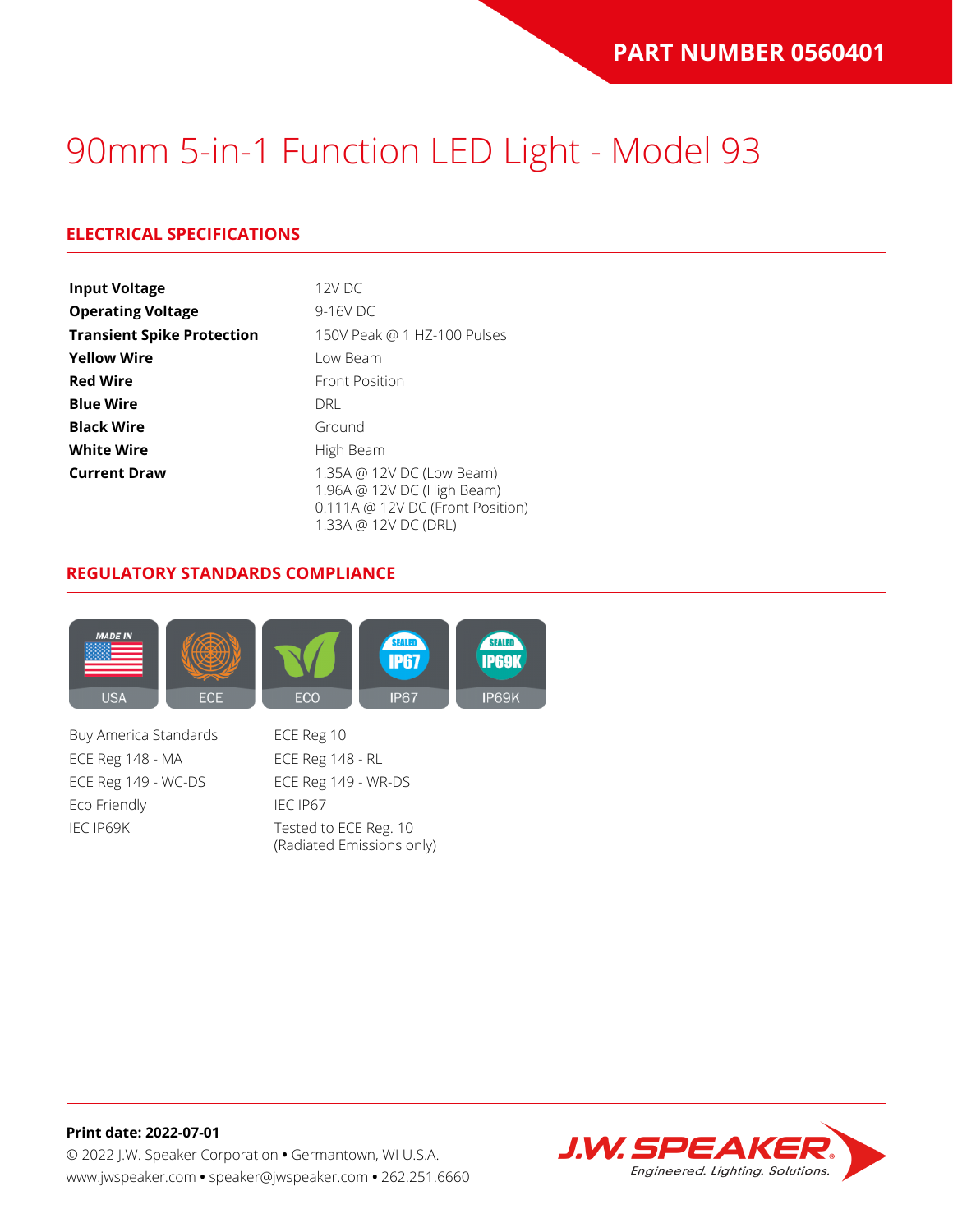**PART NUMBER 0560401**

# 90mm 5-in-1 Function LED Light - Model 93

## ELECTRICAL SPECIFICATIONS

| | |
|---|---|
| **Input Voltage** | 12V DC |
| **Operating Voltage** | 9-16V DC |
| **Transient Spike Protection** | 150V Peak @ 1 HZ-100 Pulses |
| **Yellow Wire** | Low Beam |
| **Red Wire** | Front Position |
| **Blue Wire** | DRL |
| **Black Wire** | Ground |
| **White Wire** | High Beam |
| **Current Draw** | 1.35A @ 12V DC (Low Beam)<br>1.96A @ 12V DC (High Beam)<br>0.111A @ 12V DC (Front Position)<br>1.33A @ 12V DC (DRL) |

## REGULATORY STANDARDS COMPLIANCE

USA | ECE | ECO | IP67 | IP69K

- Buy America Standards
- ECE Reg 148 - MA
- ECE Reg 149 - WC-DS
- Eco Friendly
- IEC IP69K
- ECE Reg 10
- ECE Reg 148 - RL
- ECE Reg 149 - WR-DS
- IEC IP67
- Tested to ECE Reg. 10 (Radiated Emissions only)

**Print date: 2022-07-01**

© 2022 J.W. Speaker Corporation • Germantown, WI U.S.A.
www.jwspeaker.com • speaker@jwspeaker.com • 262.251.6660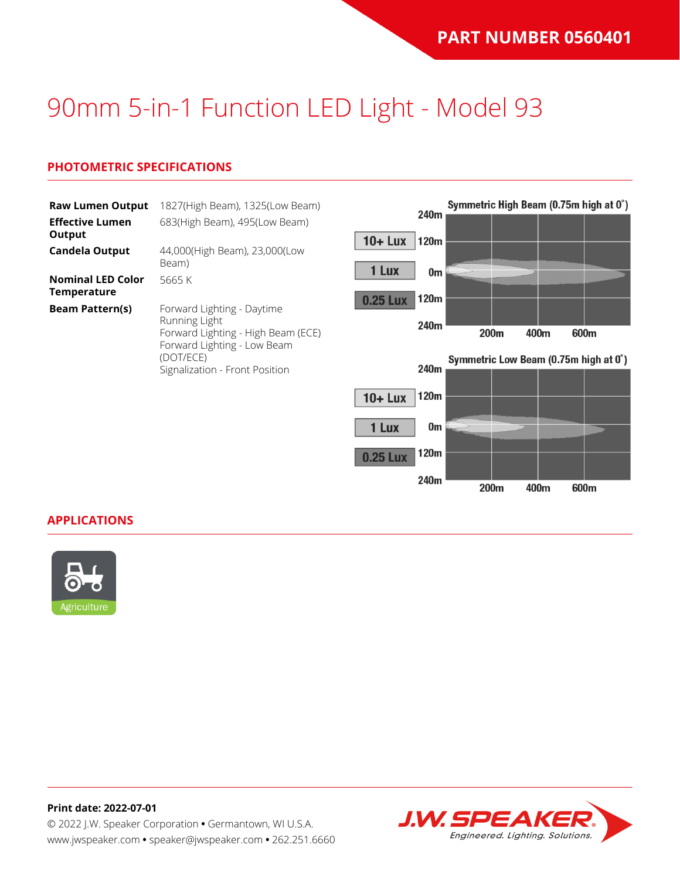**PART NUMBER 0560401**

# 90mm 5-in-1 Function LED Light - Model 93

## PHOTOMETRIC SPECIFICATIONS

| | |
|---|---|
| **Raw Lumen Output** | 1827(High Beam), 1325(Low Beam) |
| **Effective Lumen Output** | 683(High Beam), 495(Low Beam) |
| **Candela Output** | 44,000(High Beam), 23,000(Low Beam) |
| **Nominal LED Color Temperature** | 5665 K |
| **Beam Pattern(s)** | Forward Lighting - Daytime Running Light<br>Forward Lighting - High Beam (ECE)<br>Forward Lighting - Low Beam (DOT/ECE)<br>Signalization - Front Position |

Symmetric High Beam (0.75m high at 0˚)

Symmetric Low Beam (0.75m high at 0˚)

## APPLICATIONS

Agriculture

**Print date: 2022-07-01**

© 2022 J.W. Speaker Corporation • Germantown, WI U.S.A.
www.jwspeaker.com • speaker@jwspeaker.com • 262.251.6660

J.W. SPEAKER — Engineered. Lighting. Solutions.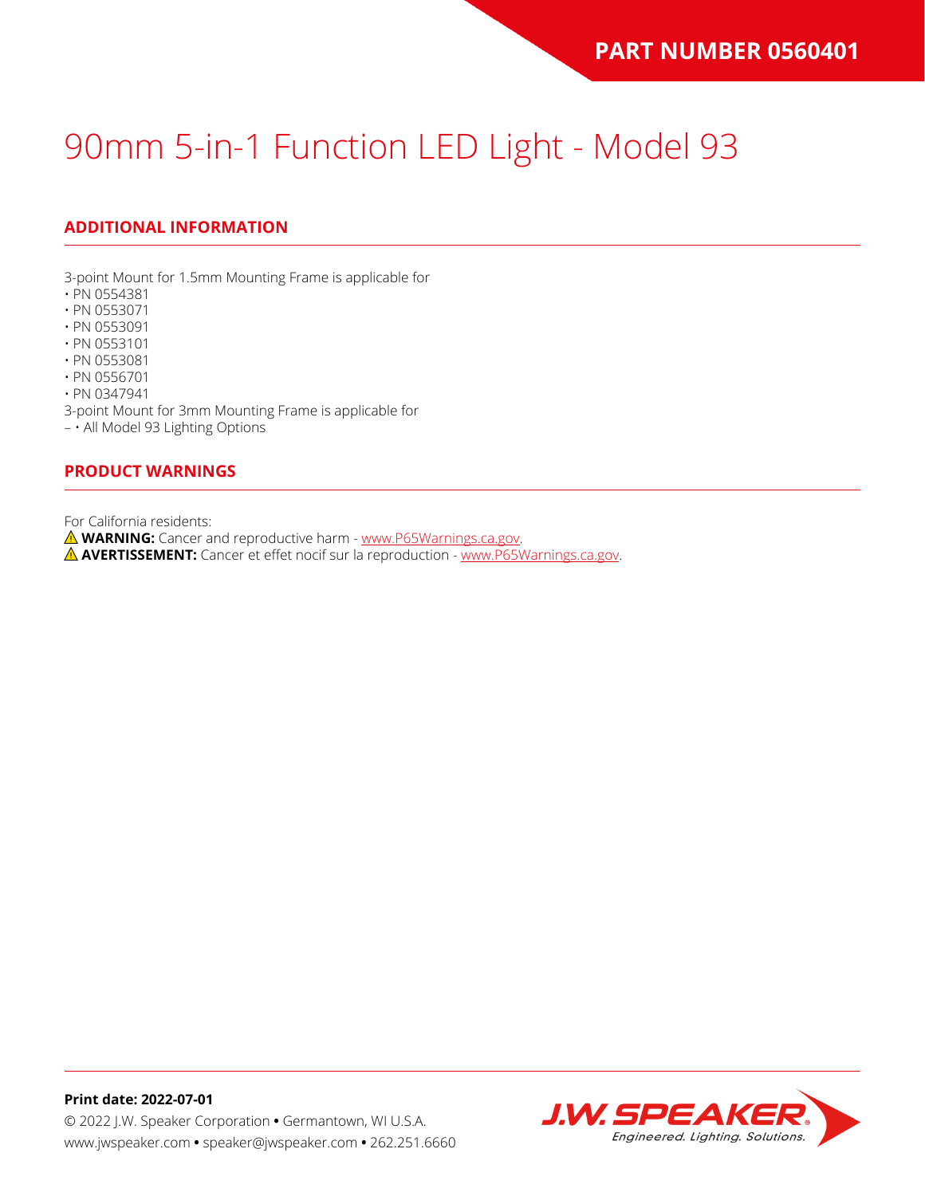# 90mm 5-in-1 Function LED Light - Model 93

## ADDITIONAL INFORMATION

3-point Mount for 1.5mm Mounting Frame is applicable for
• PN 0554381
• PN 0553071
• PN 0553091
• PN 0553101
• PN 0553081
• PN 0556701
• PN 0347941
3-point Mount for 3mm Mounting Frame is applicable for
– • All Model 93 Lighting Options

## PRODUCT WARNINGS

For California residents:
⚠ **WARNING:** Cancer and reproductive harm - www.P65Warnings.ca.gov.
⚠ **AVERTISSEMENT:** Cancer et effet nocif sur la reproduction - www.P65Warnings.ca.gov.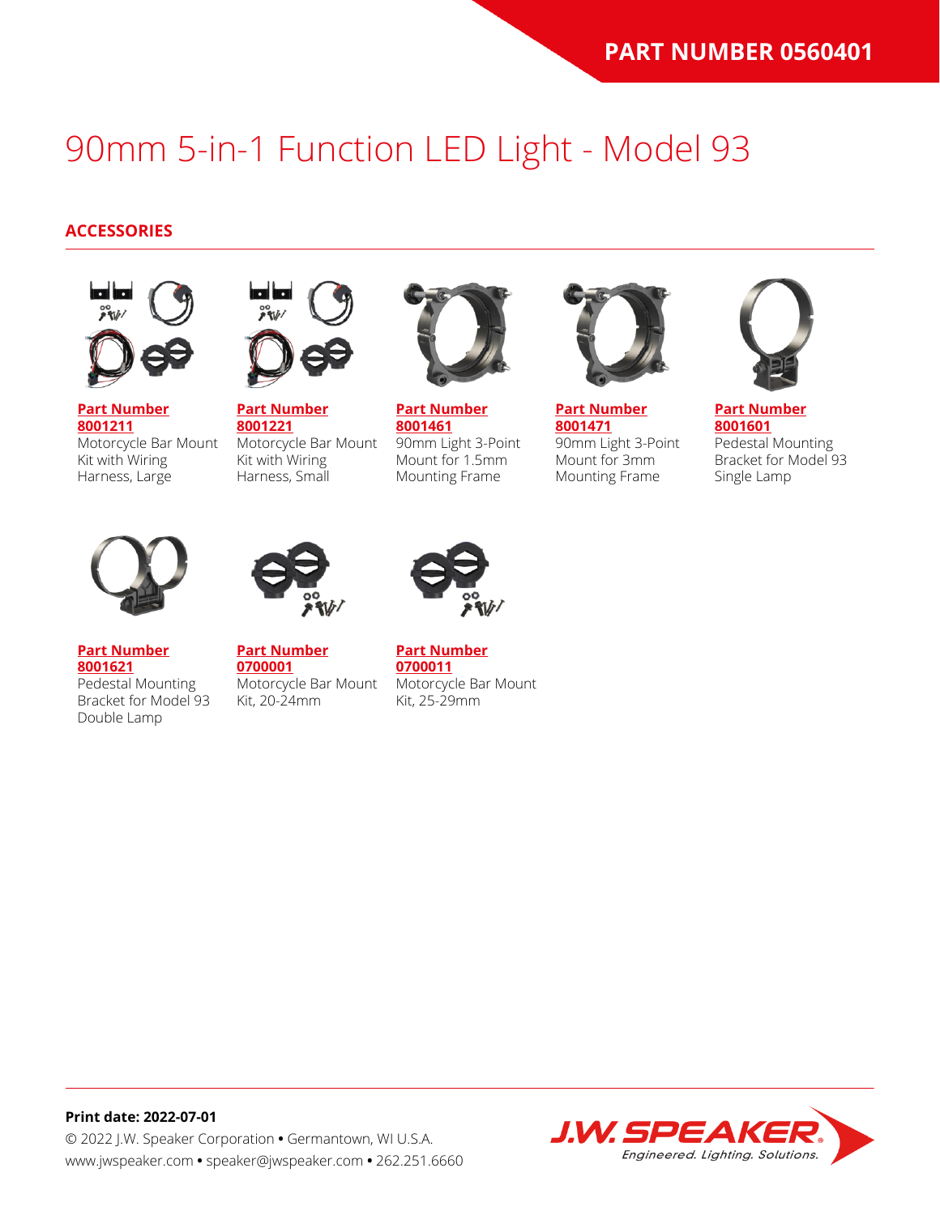# 90mm 5-in-1 Function LED Light - Model 93

## ACCESSORIES

**Part Number 8001211**
Motorcycle Bar Mount Kit with Wiring Harness, Large

**Part Number 8001221**
Motorcycle Bar Mount Kit with Wiring Harness, Small

**Part Number 8001461**
90mm Light 3-Point Mount for 1.5mm Mounting Frame

**Part Number 8001471**
90mm Light 3-Point Mount for 3mm Mounting Frame

**Part Number 8001601**
Pedestal Mounting Bracket for Model 93 Single Lamp

**Part Number 8001621**
Pedestal Mounting Bracket for Model 93 Double Lamp

**Part Number 0700001**
Motorcycle Bar Mount Kit, 20-24mm

**Part Number 0700011**
Motorcycle Bar Mount Kit, 25-29mm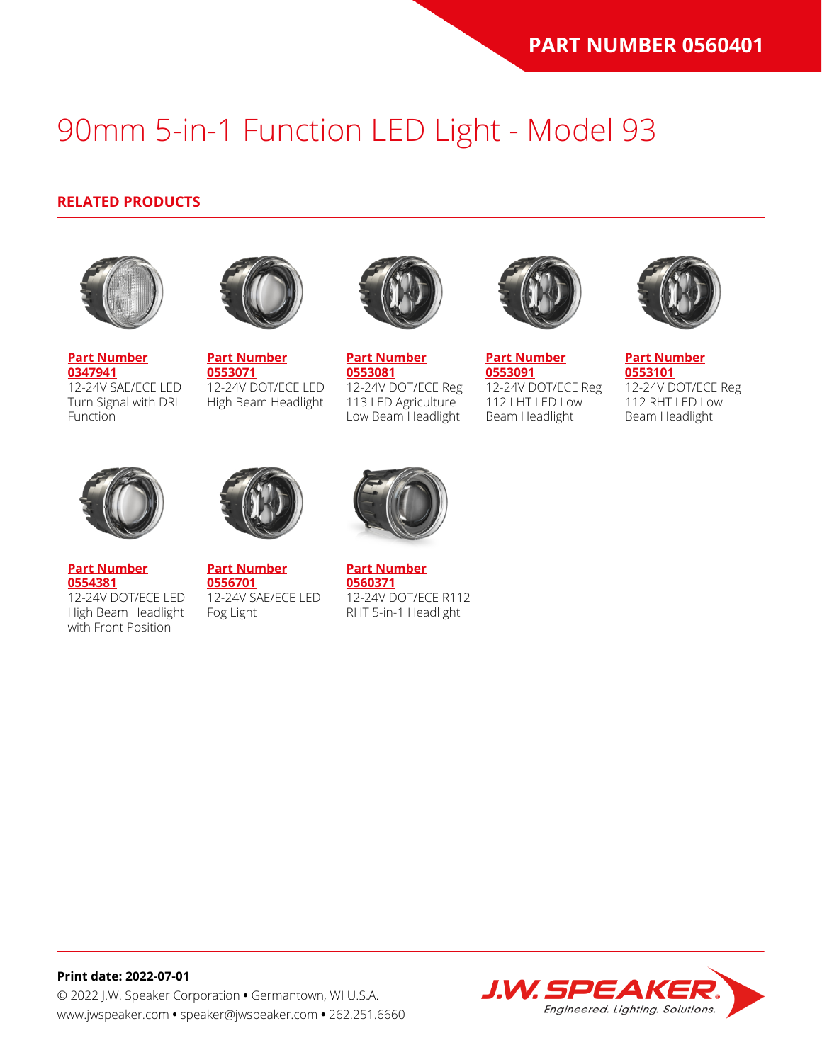# 90mm 5-in-1 Function LED Light - Model 93

## RELATED PRODUCTS

**Part Number 0347941**
12-24V SAE/ECE LED Turn Signal with DRL Function

**Part Number 0553071**
12-24V DOT/ECE LED High Beam Headlight

**Part Number 0553081**
12-24V DOT/ECE Reg 113 LED Agriculture Low Beam Headlight

**Part Number 0553091**
12-24V DOT/ECE Reg 112 LHT LED Low Beam Headlight

**Part Number 0553101**
12-24V DOT/ECE Reg 112 RHT LED Low Beam Headlight

**Part Number 0554381**
12-24V DOT/ECE LED High Beam Headlight with Front Position

**Part Number 0556701**
12-24V SAE/ECE LED Fog Light

**Part Number 0560371**
12-24V DOT/ECE R112 RHT 5-in-1 Headlight